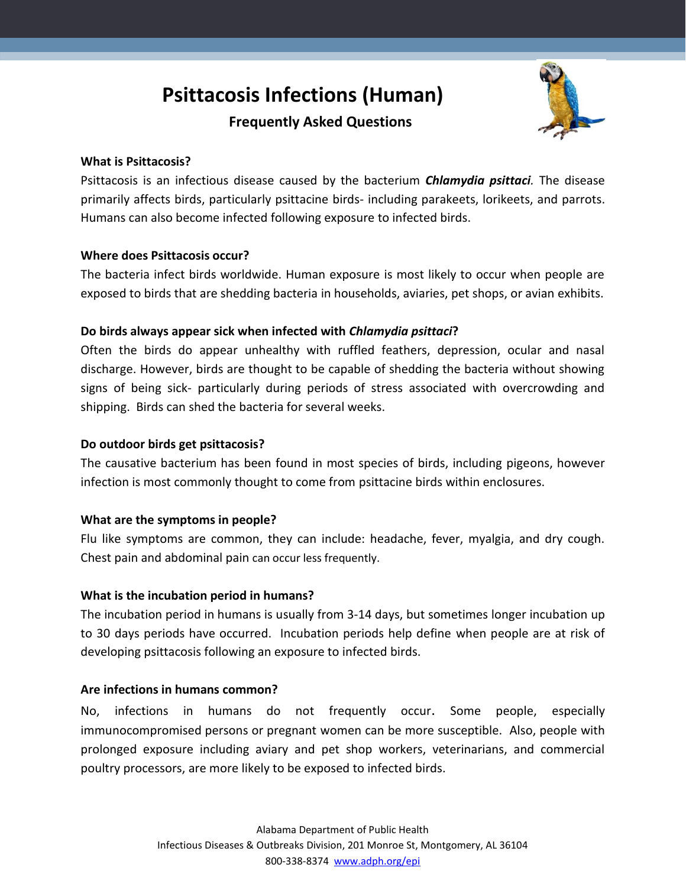# Psittacosis Infections (Human)

## Frequently Asked Questions

**What is Psittacosis?**

Psittacosis is an infectious disease caused by the bacterium ***Chlamydia psittaci.*** The disease primarily affects birds, particularly psittacine birds- including parakeets, lorikeets, and parrots. Humans can also become infected following exposure to infected birds.

**Where does Psittacosis occur?**

The bacteria infect birds worldwide. Human exposure is most likely to occur when people are exposed to birds that are shedding bacteria in households, aviaries, pet shops, or avian exhibits.

**Do birds always appear sick when infected with *Chlamydia psittaci*?**

Often the birds do appear unhealthy with ruffled feathers, depression, ocular and nasal discharge. However, birds are thought to be capable of shedding the bacteria without showing signs of being sick- particularly during periods of stress associated with overcrowding and shipping. Birds can shed the bacteria for several weeks.

**Do outdoor birds get psittacosis?**

The causative bacterium has been found in most species of birds, including pigeons, however infection is most commonly thought to come from psittacine birds within enclosures.

**What are the symptoms in people?**

Flu like symptoms are common, they can include: headache, fever, myalgia, and dry cough. Chest pain and abdominal pain can occur less frequently.

**What is the incubation period in humans?**

The incubation period in humans is usually from 3-14 days, but sometimes longer incubation up to 30 days periods have occurred. Incubation periods help define when people are at risk of developing psittacosis following an exposure to infected birds.

**Are infections in humans common?**

No, infections in humans do not frequently occur. Some people, especially immunocompromised persons or pregnant women can be more susceptible. Also, people with prolonged exposure including aviary and pet shop workers, veterinarians, and commercial poultry processors, are more likely to be exposed to infected birds.

Alabama Department of Public Health
Infectious Diseases & Outbreaks Division, 201 Monroe St, Montgomery, AL 36104
800-338-8374 www.adph.org/epi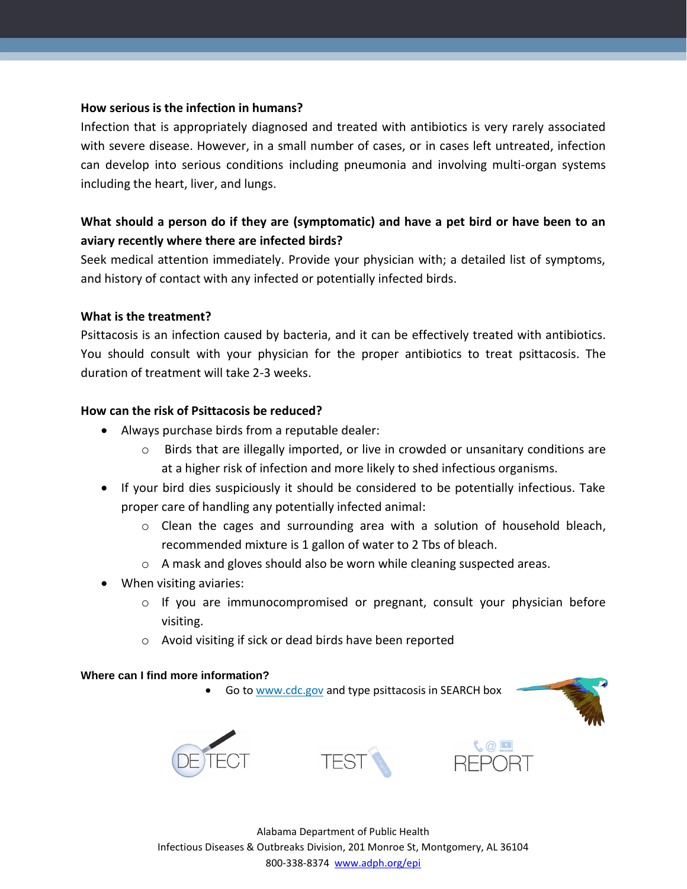**How serious is the infection in humans?**

Infection that is appropriately diagnosed and treated with antibiotics is very rarely associated with severe disease. However, in a small number of cases, or in cases left untreated, infection can develop into serious conditions including pneumonia and involving multi-organ systems including the heart, liver, and lungs.

**What should a person do if they are (symptomatic) and have a pet bird or have been to an aviary recently where there are infected birds?**

Seek medical attention immediately. Provide your physician with; a detailed list of symptoms, and history of contact with any infected or potentially infected birds.

**What is the treatment?**

Psittacosis is an infection caused by bacteria, and it can be effectively treated with antibiotics. You should consult with your physician for the proper antibiotics to treat psittacosis. The duration of treatment will take 2-3 weeks.

**How can the risk of Psittacosis be reduced?**

- Always purchase birds from a reputable dealer:
  - Birds that are illegally imported, or live in crowded or unsanitary conditions are at a higher risk of infection and more likely to shed infectious organisms.
- If your bird dies suspiciously it should be considered to be potentially infectious. Take proper care of handling any potentially infected animal:
  - Clean the cages and surrounding area with a solution of household bleach, recommended mixture is 1 gallon of water to 2 Tbs of bleach.
  - A mask and gloves should also be worn while cleaning suspected areas.
- When visiting aviaries:
  - If you are immunocompromised or pregnant, consult your physician before visiting.
  - Avoid visiting if sick or dead birds have been reported

**Where can I find more information?**

- Go to www.cdc.gov and type psittacosis in SEARCH box

DETECT TEST REPORT

Alabama Department of Public Health
Infectious Diseases & Outbreaks Division, 201 Monroe St, Montgomery, AL 36104
800-338-8374 www.adph.org/epi